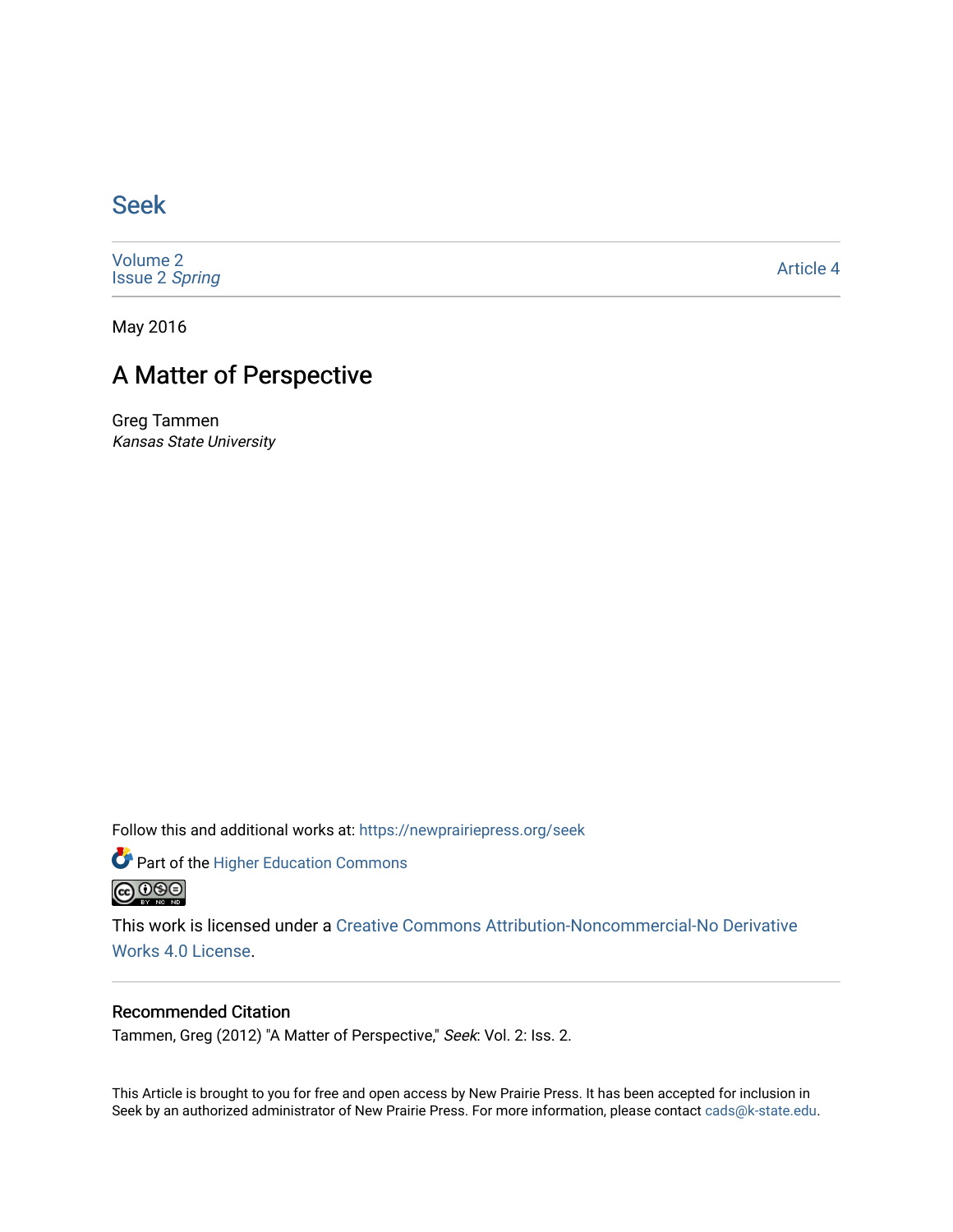# Seek

Volume 2
Issue 2 *Spring*

Article 4

May 2016

## A Matter of Perspective

Greg Tammen
*Kansas State University*

Follow this and additional works at: https://newprairiepress.org/seek

Part of the Higher Education Commons

This work is licensed under a Creative Commons Attribution-Noncommercial-No Derivative Works 4.0 License.

### Recommended Citation

Tammen, Greg (2012) "A Matter of Perspective," *Seek*: Vol. 2: Iss. 2.

This Article is brought to you for free and open access by New Prairie Press. It has been accepted for inclusion in Seek by an authorized administrator of New Prairie Press. For more information, please contact cads@k-state.edu.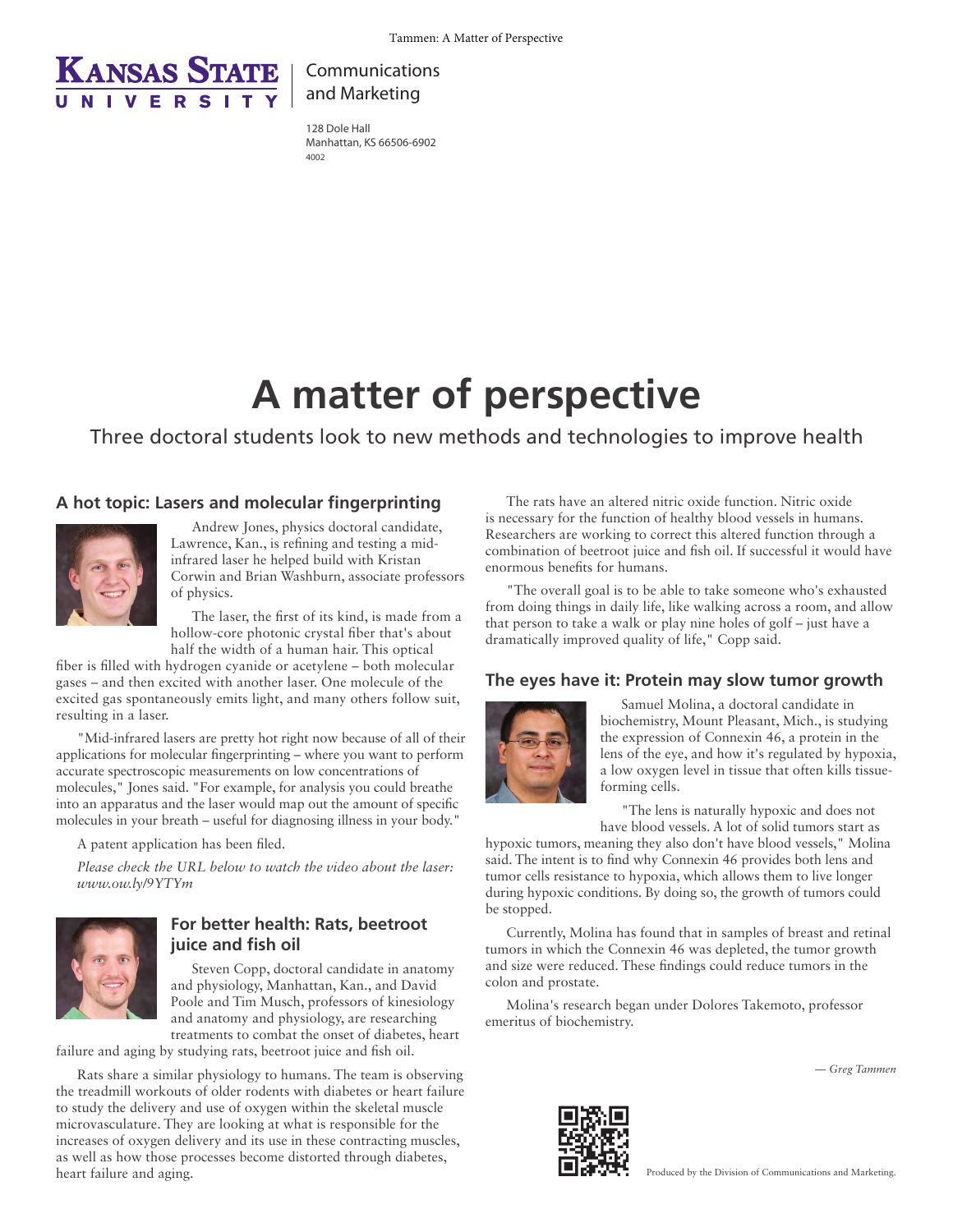Kansas State University | Communications and Marketing

128 Dole Hall
Manhattan, KS 66506-6902
4002

# A matter of perspective

## Three doctoral students look to new methods and technologies to improve health

### A hot topic: Lasers and molecular fingerprinting

Andrew Jones, physics doctoral candidate, Lawrence, Kan., is refining and testing a mid-infrared laser he helped build with Kristan Corwin and Brian Washburn, associate professors of physics.

The laser, the first of its kind, is made from a hollow-core photonic crystal fiber that's about half the width of a human hair. This optical fiber is filled with hydrogen cyanide or acetylene – both molecular gases – and then excited with another laser. One molecule of the excited gas spontaneously emits light, and many others follow suit, resulting in a laser.

"Mid-infrared lasers are pretty hot right now because of all of their applications for molecular fingerprinting – where you want to perform accurate spectroscopic measurements on low concentrations of molecules," Jones said. "For example, for analysis you could breathe into an apparatus and the laser would map out the amount of specific molecules in your breath – useful for diagnosing illness in your body."

A patent application has been filed.

*Please check the URL below to watch the video about the laser: www.ow.ly/9YTYm*

### For better health: Rats, beetroot juice and fish oil

Steven Copp, doctoral candidate in anatomy and physiology, Manhattan, Kan., and David Poole and Tim Musch, professors of kinesiology and anatomy and physiology, are researching treatments to combat the onset of diabetes, heart failure and aging by studying rats, beetroot juice and fish oil.

Rats share a similar physiology to humans. The team is observing the treadmill workouts of older rodents with diabetes or heart failure to study the delivery and use of oxygen within the skeletal muscle microvasculature. They are looking at what is responsible for the increases of oxygen delivery and its use in these contracting muscles, as well as how those processes become distorted through diabetes, heart failure and aging.

The rats have an altered nitric oxide function. Nitric oxide is necessary for the function of healthy blood vessels in humans. Researchers are working to correct this altered function through a combination of beetroot juice and fish oil. If successful it would have enormous benefits for humans.

"The overall goal is to be able to take someone who's exhausted from doing things in daily life, like walking across a room, and allow that person to take a walk or play nine holes of golf – just have a dramatically improved quality of life," Copp said.

### The eyes have it: Protein may slow tumor growth

Samuel Molina, a doctoral candidate in biochemistry, Mount Pleasant, Mich., is studying the expression of Connexin 46, a protein in the lens of the eye, and how it's regulated by hypoxia, a low oxygen level in tissue that often kills tissue-forming cells.

"The lens is naturally hypoxic and does not have blood vessels. A lot of solid tumors start as hypoxic tumors, meaning they also don't have blood vessels," Molina said. The intent is to find why Connexin 46 provides both lens and tumor cells resistance to hypoxia, which allows them to live longer during hypoxic conditions. By doing so, the growth of tumors could be stopped.

Currently, Molina has found that in samples of breast and retinal tumors in which the Connexin 46 was depleted, the tumor growth and size were reduced. These findings could reduce tumors in the colon and prostate.

Molina's research began under Dolores Takemoto, professor emeritus of biochemistry.

*— Greg Tammen*

Produced by the Division of Communications and Marketing.